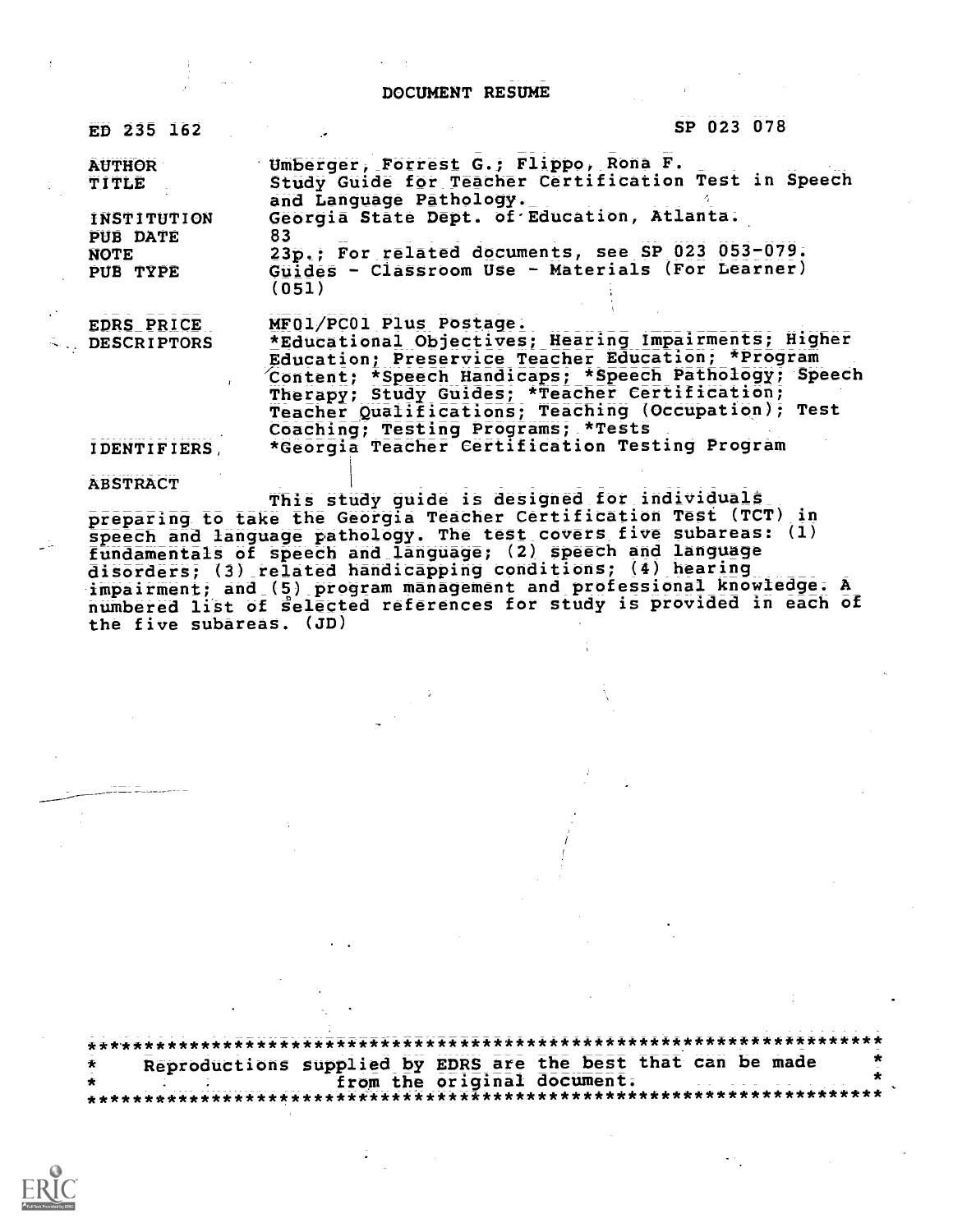# DOCUMENT RESUME

| | |
|---|---|
| ED 235 162 | SP 023 078 |
| AUTHOR | Umberger, Forrest G.; Flippo, Rona F. |
| TITLE | Study Guide for Teacher Certification Test in Speech and Language Pathology. |
| INSTITUTION | Georgia State Dept. of Education, Atlanta. |
| PUB DATE | 83 |
| NOTE | 23p.; For related documents, see SP 023 053-079. |
| PUB TYPE | Guides - Classroom Use - Materials (For Learner) (051) |
| EDRS PRICE | MF01/PC01 Plus Postage. |
| DESCRIPTORS | *Educational Objectives; Hearing Impairments; Higher Education; Preservice Teacher Education; *Program Content; *Speech Handicaps; *Speech Pathology; Speech Therapy; Study Guides; *Teacher Certification; Teacher Qualifications; Teaching (Occupation); Test Coaching; Testing Programs; *Tests |
| IDENTIFIERS | *Georgia Teacher Certification Testing Program |

ABSTRACT

This study guide is designed for individuals preparing to take the Georgia Teacher Certification Test (TCT) in speech and language pathology. The test covers five subareas: (1) fundamentals of speech and language; (2) speech and language disorders; (3) related handicapping conditions; (4) hearing impairment; and (5) program management and professional knowledge. A numbered list of selected references for study is provided in each of the five subareas. (JD)

***********************************************************************
* Reproductions supplied by EDRS are the best that can be made *
* from the original document. *
***********************************************************************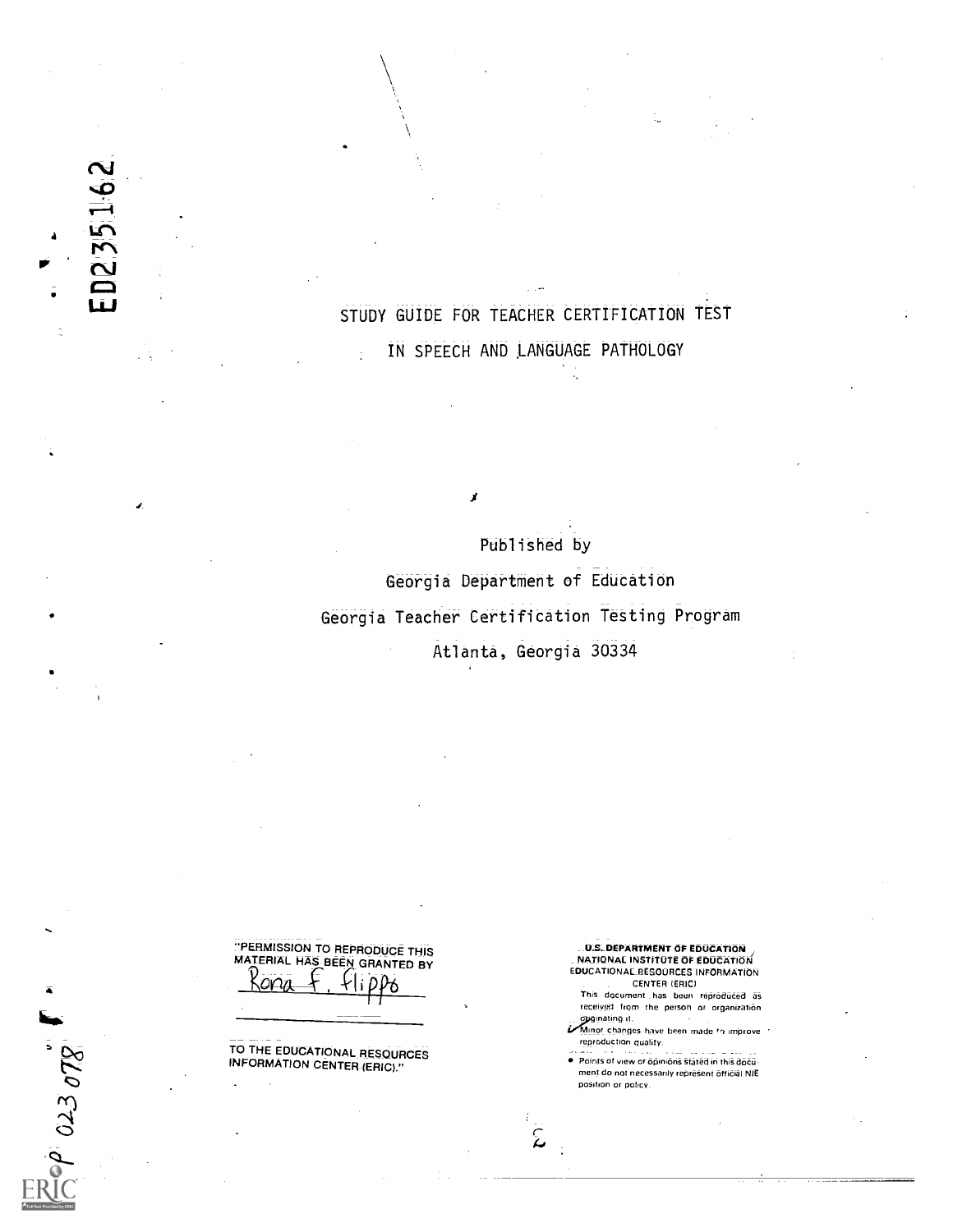ED235162

# STUDY GUIDE FOR TEACHER CERTIFICATION TEST IN SPEECH AND LANGUAGE PATHOLOGY

Published by

Georgia Department of Education

Georgia Teacher Certification Testing Program

Atlanta, Georgia 30334

"PERMISSION TO REPRODUCE THIS MATERIAL HAS BEEN GRANTED BY

Rona F. Flippo

TO THE EDUCATIONAL RESOURCES INFORMATION CENTER (ERIC)."

U.S. DEPARTMENT OF EDUCATION
NATIONAL INSTITUTE OF EDUCATION
EDUCATIONAL RESOURCES INFORMATION CENTER (ERIC)

This document has been reproduced as received from the person or organization originating it.

Minor changes have been made to improve reproduction quality.

- Points of view or opinions stated in this document do not necessarily represent official NIE position or policy.

SP 023 078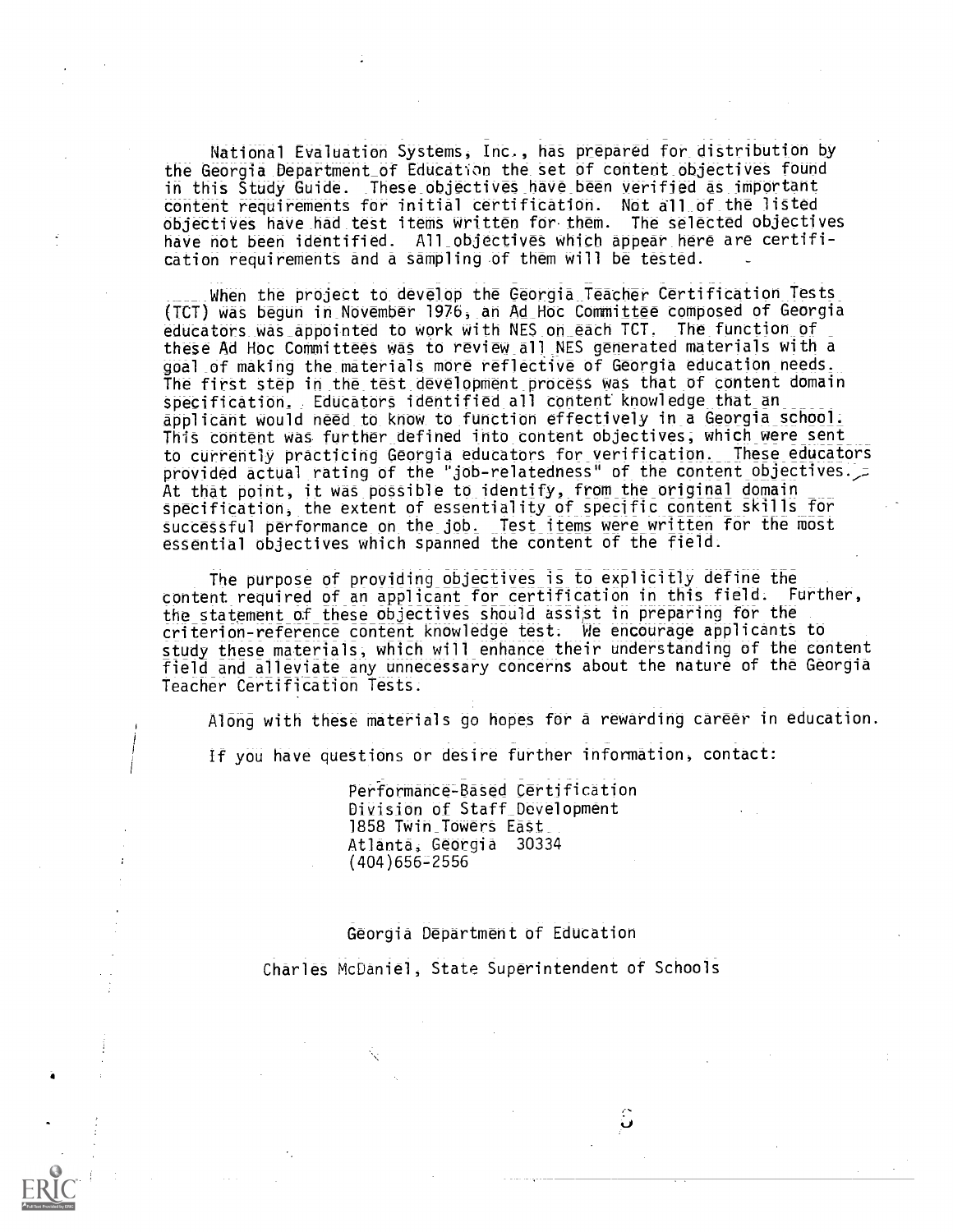National Evaluation Systems, Inc., has prepared for distribution by the Georgia Department of Education the set of content objectives found in this Study Guide. These objectives have been verified as important content requirements for initial certification. Not all of the listed objectives have had test items written for them. The selected objectives have not been identified. All objectives which appear here are certification requirements and a sampling of them will be tested.

When the project to develop the Georgia Teacher Certification Tests (TCT) was begun in November 1976, an Ad Hoc Committee composed of Georgia educators was appointed to work with NES on each TCT. The function of these Ad Hoc Committees was to review all NES generated materials with a goal of making the materials more reflective of Georgia education needs. The first step in the test development process was that of content domain specification. Educators identified all content knowledge that an applicant would need to know to function effectively in a Georgia school. This content was further defined into content objectives, which were sent to currently practicing Georgia educators for verification. These educators provided actual rating of the "job-relatedness" of the content objectives. At that point, it was possible to identify, from the original domain specification, the extent of essentiality of specific content skills for successful performance on the job. Test items were written for the most essential objectives which spanned the content of the field.

The purpose of providing objectives is to explicitly define the content required of an applicant for certification in this field. Further, the statement of these objectives should assist in preparing for the criterion-reference content knowledge test. We encourage applicants to study these materials, which will enhance their understanding of the content field and alleviate any unnecessary concerns about the nature of the Georgia Teacher Certification Tests.

Along with these materials go hopes for a rewarding career in education.

If you have questions or desire further information, contact:

Performance-Based Certification
Division of Staff Development
1858 Twin Towers East
Atlanta, Georgia 30334
(404)656-2556

Georgia Department of Education

Charles McDaniel, State Superintendent of Schools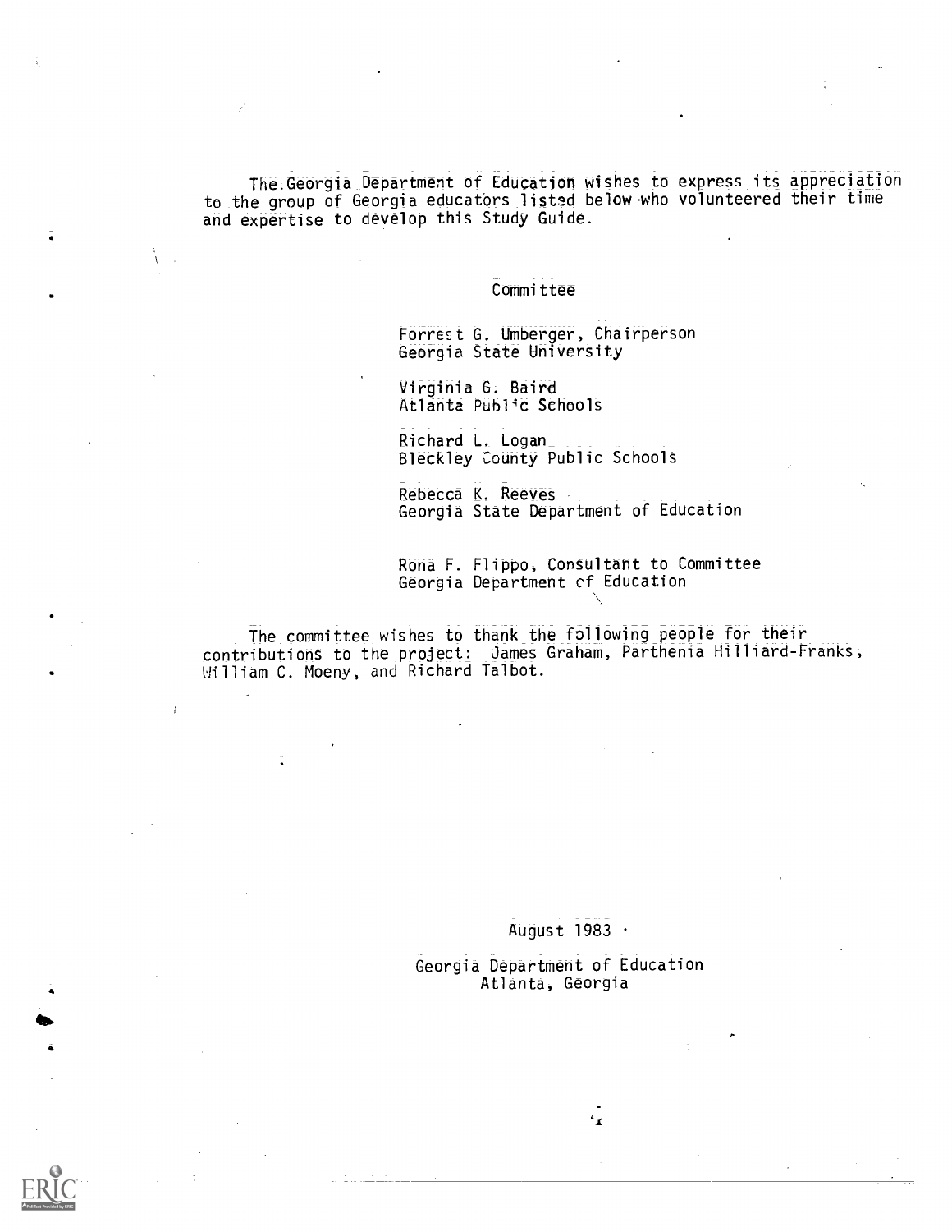The Georgia Department of Education wishes to express its appreciation to the group of Georgia educators listed below who volunteered their time and expertise to develop this Study Guide.

Committee

Forrest G. Umberger, Chairperson
Georgia State University

Virginia G. Baird
Atlanta Public Schools

Richard L. Logan
Bleckley County Public Schools

Rebecca K. Reeves
Georgia State Department of Education

Rona F. Flippo, Consultant to Committee
Georgia Department of Education

The committee wishes to thank the following people for their contributions to the project: James Graham, Parthenia Hilliard-Franks, William C. Moeny, and Richard Talbot.

August 1983

Georgia Department of Education
Atlanta, Georgia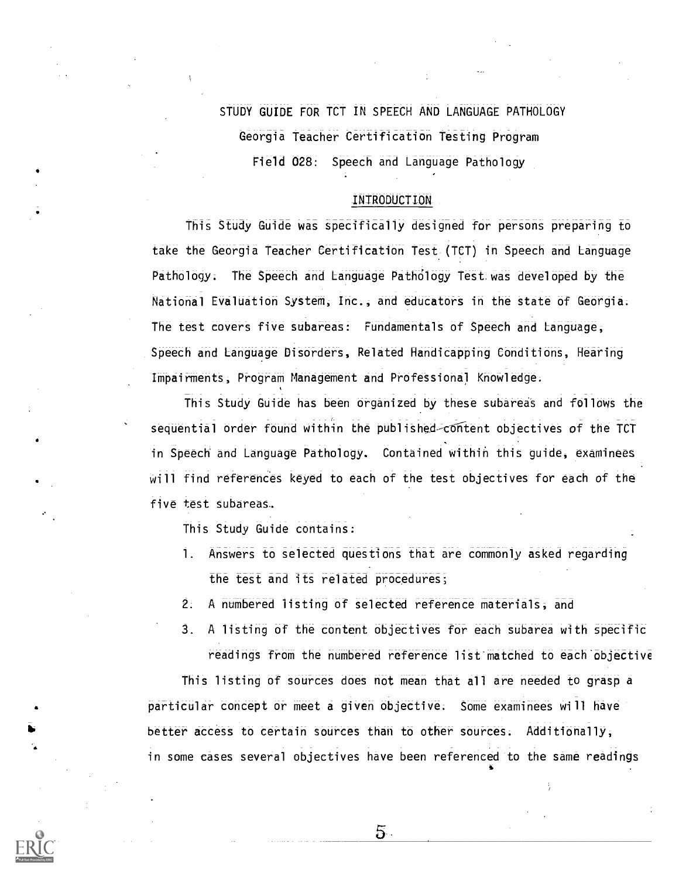# STUDY GUIDE FOR TCT IN SPEECH AND LANGUAGE PATHOLOGY

## Georgia Teacher Certification Testing Program

### Field 028: Speech and Language Pathology

## INTRODUCTION

This Study Guide was specifically designed for persons preparing to take the Georgia Teacher Certification Test (TCT) in Speech and Language Pathology. The Speech and Language Pathology Test was developed by the National Evaluation System, Inc., and educators in the state of Georgia. The test covers five subareas: Fundamentals of Speech and Language, Speech and Language Disorders, Related Handicapping Conditions, Hearing Impairments, Program Management and Professional Knowledge.

This Study Guide has been organized by these subareas and follows the sequential order found within the published content objectives of the TCT in Speech and Language Pathology. Contained within this guide, examinees will find references keyed to each of the test objectives for each of the five test subareas.

This Study Guide contains:

1. Answers to selected questions that are commonly asked regarding the test and its related procedures;
2. A numbered listing of selected reference materials, and
3. A listing of the content objectives for each subarea with specific readings from the numbered reference list matched to each objective

This listing of sources does not mean that all are needed to grasp a particular concept or meet a given objective. Some examinees will have better access to certain sources than to other sources. Additionally, in some cases several objectives have been referenced to the same readings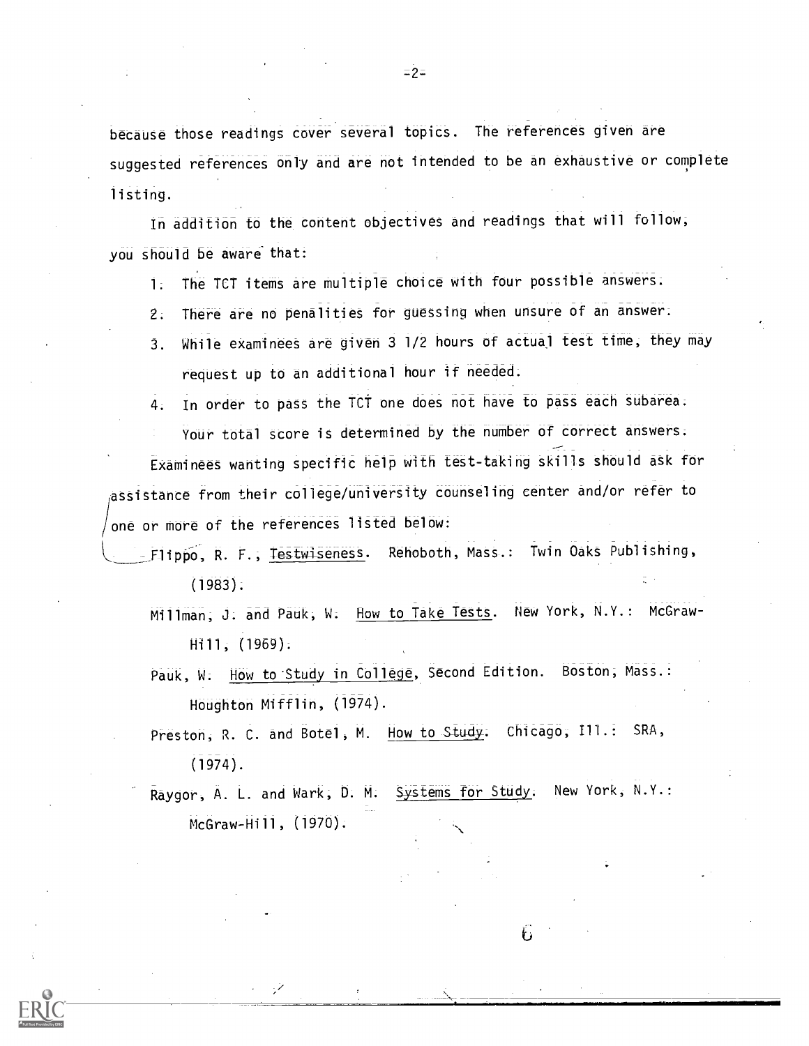because those readings cover several topics. The references given are suggested references only and are not intended to be an exhaustive or complete listing.

In addition to the content objectives and readings that will follow, you should be aware that:

1. The TCT items are multiple choice with four possible answers.
2. There are no penalities for guessing when unsure of an answer.
3. While examinees are given 3 1/2 hours of actual test time, they may request up to an additional hour if needed.
4. In order to pass the TCT one does not have to pass each subarea. Your total score is determined by the number of correct answers.

Examinees wanting specific help with test-taking skills should ask for assistance from their college/university counseling center and/or refer to one or more of the references listed below:

Flippo, R. F., Testwiseness. Rehoboth, Mass.: Twin Oaks Publishing, (1983).

Millman, J. and Pauk, W. How to Take Tests. New York, N.Y.: McGraw-Hill, (1969).

Pauk, W. How to Study in College, Second Edition. Boston, Mass.: Houghton Mifflin, (1974).

Preston, R. C. and Botel, M. How to Study. Chicago, Ill.: SRA, (1974).

Raygor, A. L. and Wark, D. M. Systems for Study. New York, N.Y.: McGraw-Hill, (1970).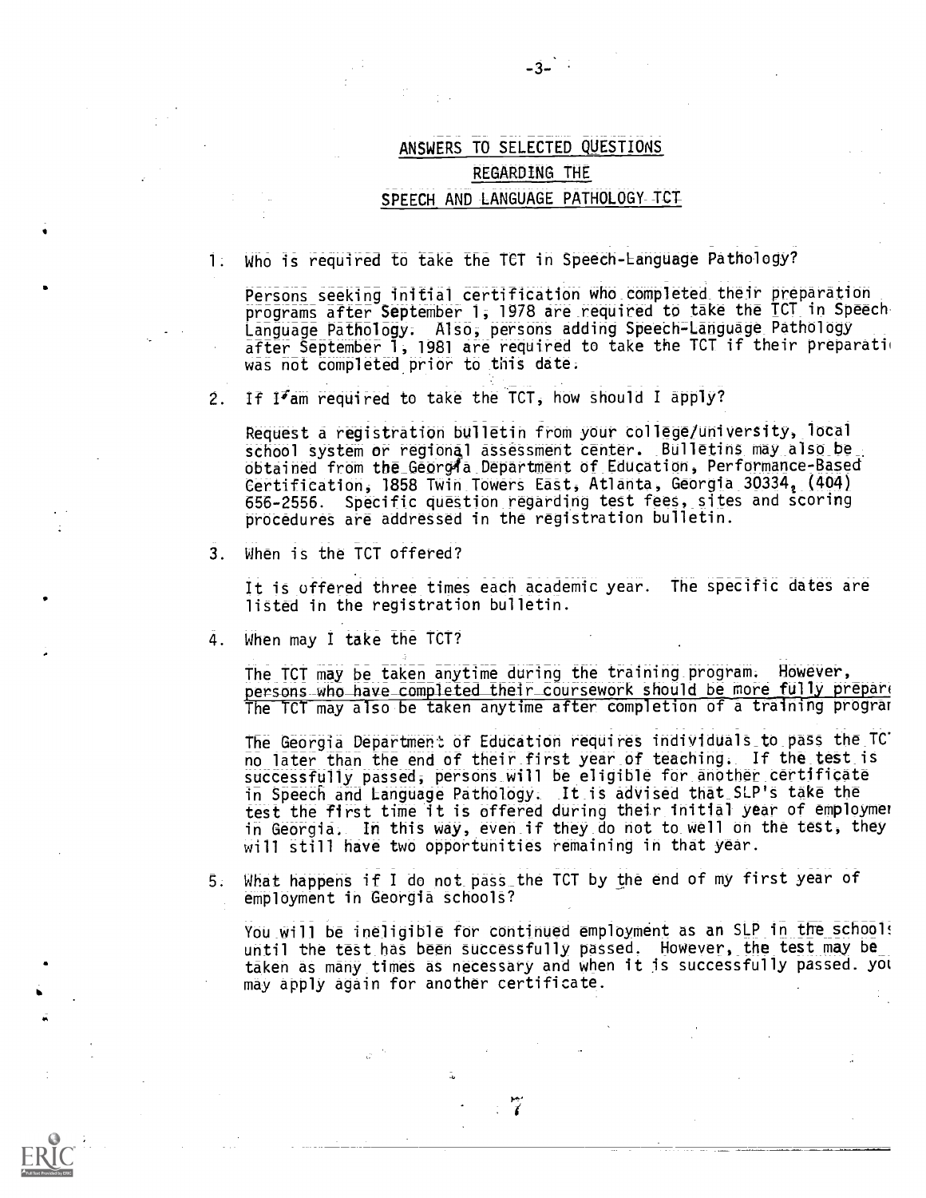## ANSWERS TO SELECTED QUESTIONS REGARDING THE SPEECH AND LANGUAGE PATHOLOGY TCT

1. Who is required to take the TCT in Speech-Language Pathology?

   Persons seeking initial certification who completed their preparation programs after September 1, 1978 are required to take the TCT in Speech Language Pathology. Also, persons adding Speech-Language Pathology after September 1, 1981 are required to take the TCT if their preparati was not completed prior to this date.

2. If I am required to take the TCT, how should I apply?

   Request a registration bulletin from your college/university, local school system or regional assessment center. Bulletins may also be obtained from the Georgia Department of Education, Performance-Based Certification, 1858 Twin Towers East, Atlanta, Georgia 30334, (404) 656-2556. Specific question regarding test fees, sites and scoring procedures are addressed in the registration bulletin.

3. When is the TCT offered?

   It is offered three times each academic year. The specific dates are listed in the registration bulletin.

4. When may I take the TCT?

   The TCT may be taken anytime during the training program. However, persons who have completed their coursework should be more fully prepar The TCT may also be taken anytime after completion of a training progra

   The Georgia Department of Education requires individuals to pass the TC no later than the end of their first year of teaching. If the test is successfully passed, persons will be eligible for another certificate in Speech and Language Pathology. It is advised that SLP's take the test the first time it is offered during their initial year of employme in Georgia. In this way, even if they do not to well on the test, they will still have two opportunities remaining in that year.

5. What happens if I do not pass the TCT by the end of my first year of employment in Georgia schools?

   You will be ineligible for continued employment as an SLP in the school until the test has been successfully passed. However, the test may be taken as many times as necessary and when it is successfully passed. yo may apply again for another certificate.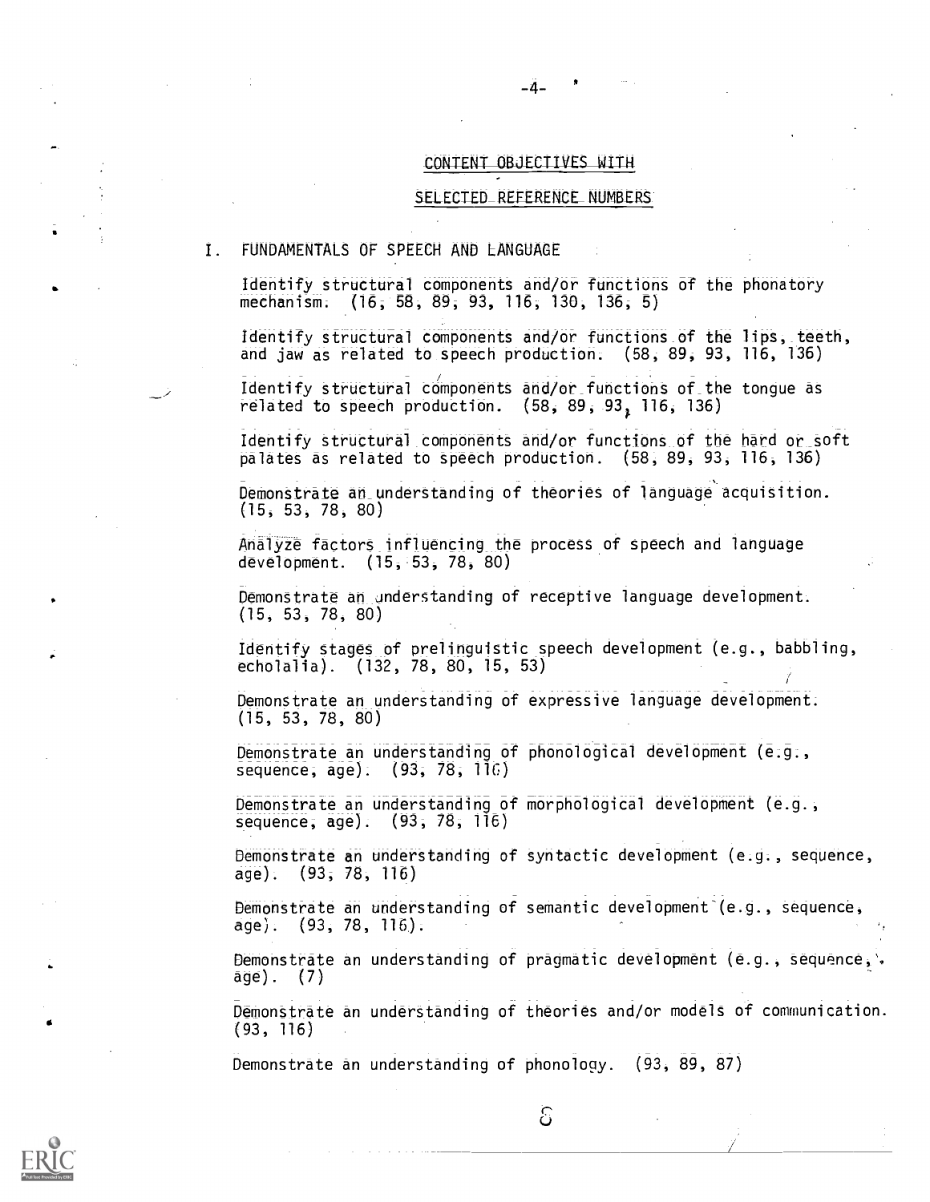## CONTENT OBJECTIVES WITH

## SELECTED REFERENCE NUMBERS

### I. FUNDAMENTALS OF SPEECH AND LANGUAGE

Identify structural components and/or functions of the phonatory mechanism. (16, 58, 89, 93, 116, 130, 136, 5)

Identify structural components and/or functions of the lips, teeth, and jaw as related to speech production. (58, 89, 93, 116, 136)

Identify structural components and/or functions of the tongue as related to speech production. (58, 89, 93, 116, 136)

Identify structural components and/or functions of the hard or soft palates as related to speech production. (58, 89, 93, 116, 136)

Demonstrate an understanding of theories of language acquisition. (15, 53, 78, 80)

Analyze factors influencing the process of speech and language development. (15, 53, 78, 80)

Demonstrate an understanding of receptive language development. (15, 53, 78, 80)

Identify stages of prelinguistic speech development (e.g., babbling, echolalia). (132, 78, 80, 15, 53)

Demonstrate an understanding of expressive language development. (15, 53, 78, 80)

Demonstrate an understanding of phonological development (e.g., sequence, age). (93, 78, 116)

Demonstrate an understanding of morphological development (e.g., sequence, age). (93, 78, 116)

Demonstrate an understanding of syntactic development (e.g., sequence, age). (93, 78, 116)

Demonstrate an understanding of semantic development (e.g., sequence, age). (93, 78, 116).

Demonstrate an understanding of pragmatic development (e.g., sequence, age). (7)

Demonstrate an understanding of theories and/or models of communication. (93, 116)

Demonstrate an understanding of phonology. (93, 89, 87)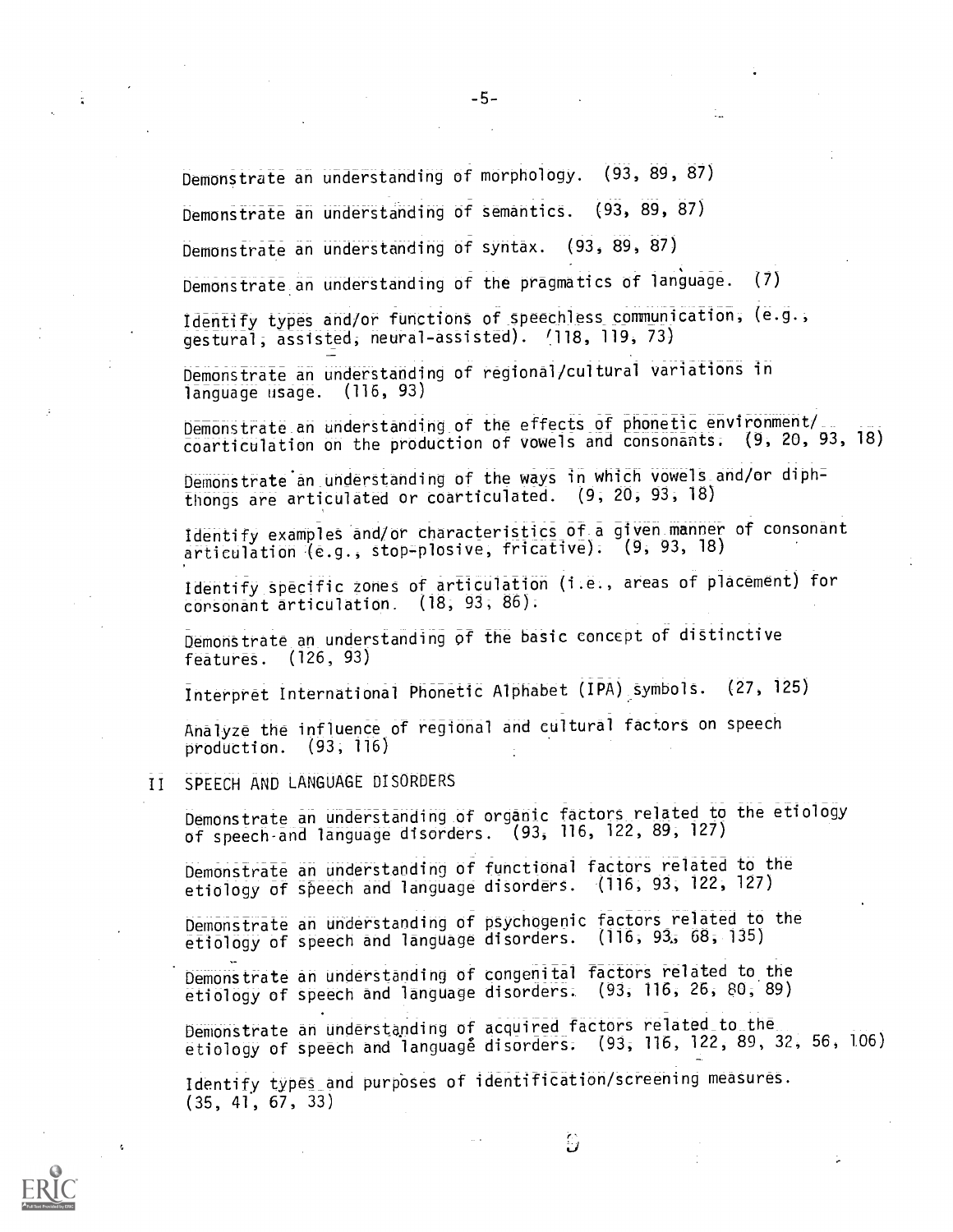Demonstrate an understanding of morphology. (93, 89, 87)

Demonstrate an understanding of semantics. (93, 89, 87)

Demonstrate an understanding of syntax. (93, 89, 87)

Demonstrate an understanding of the pragmatics of language. (7)

Identify types and/or functions of speechless communication, (e.g., gestural, assisted, neural-assisted). (118, 119, 73)

Demonstrate an understanding of regional/cultural variations in language usage. (116, 93)

Demonstrate an understanding of the effects of phonetic environment/coarticulation on the production of vowels and consonants. (9, 20, 93, 18)

Demonstrate an understanding of the ways in which vowels and/or diphthongs are articulated or coarticulated. (9, 20, 93, 18)

Identify examples and/or characteristics of a given manner of consonant articulation (e.g., stop-plosive, fricative). (9, 93, 18)

Identify specific zones of articulation (i.e., areas of placement) for consonant articulation. (18, 93, 86).

Demonstrate an understanding of the basic concept of distinctive features. (126, 93)

Interpret International Phonetic Alphabet (IPA) symbols. (27, 125)

Analyze the influence of regional and cultural factors on speech production. (93, 116)

## II SPEECH AND LANGUAGE DISORDERS

Demonstrate an understanding of organic factors related to the etiology of speech and language disorders. (93, 116, 122, 89, 127)

Demonstrate an understanding of functional factors related to the etiology of speech and language disorders. (116, 93, 122, 127)

Demonstrate an understanding of psychogenic factors related to the etiology of speech and language disorders. (116, 93, 68, 135)

Demonstrate an understanding of congenital factors related to the etiology of speech and language disorders. (93, 116, 26, 80, 89)

Demonstrate an understanding of acquired factors related to the etiology of speech and language disorders. (93, 116, 122, 89, 32, 56, 106)

Identify types and purposes of identification/screening measures. (35, 41, 67, 33)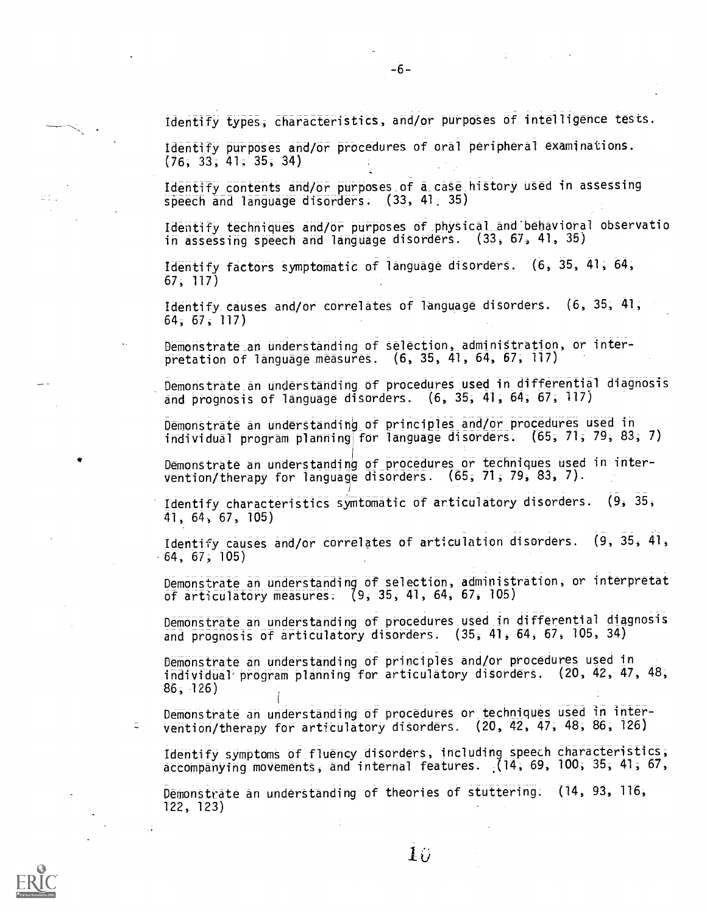Identify types, characteristics, and/or purposes of intelligence tests.

Identify purposes and/or procedures of oral peripheral examinations. (76, 33, 41, 35, 34)

Identify contents and/or purposes of a case history used in assessing speech and language disorders. (33, 41, 35)

Identify techniques and/or purposes of physical and behavioral observatio in assessing speech and language disorders. (33, 67, 41, 35)

Identify factors symptomatic of language disorders. (6, 35, 41, 64, 67, 117)

Identify causes and/or correlates of language disorders. (6, 35, 41, 64, 67, 117)

Demonstrate an understanding of selection, administration, or interpretation of language measures. (6, 35, 41, 64, 67, 117)

Demonstrate an understanding of procedures used in differential diagnosis and prognosis of language disorders. (6, 35, 41, 64, 67, 117)

Demonstrate an understanding of principles and/or procedures used in individual program planning for language disorders. (65, 71, 79, 83, 7)

Demonstrate an understanding of procedures or techniques used in intervention/therapy for language disorders. (65, 71, 79, 83, 7).

Identify characteristics symtomatic of articulatory disorders. (9, 35, 41, 64, 67, 105)

Identify causes and/or correlates of articulation disorders. (9, 35, 41, 64, 67, 105)

Demonstrate an understanding of selection, administration, or interpretat of articulatory measures. (9, 35, 41, 64, 67, 105)

Demonstrate an understanding of procedures used in differential diagnosis and prognosis of articulatory disorders. (35, 41, 64, 67, 105, 34)

Demonstrate an understanding of principles and/or procedures used in individual program planning for articulatory disorders. (20, 42, 47, 48, 86, 126)

Demonstrate an understanding of procedures or techniques used in intervention/therapy for articulatory disorders. (20, 42, 47, 48, 86, 126)

Identify symptoms of fluency disorders, including speech characteristics, accompanying movements, and internal features. (14, 69, 100, 35, 41, 67,

Demonstrate an understanding of theories of stuttering. (14, 93, 116, 122, 123)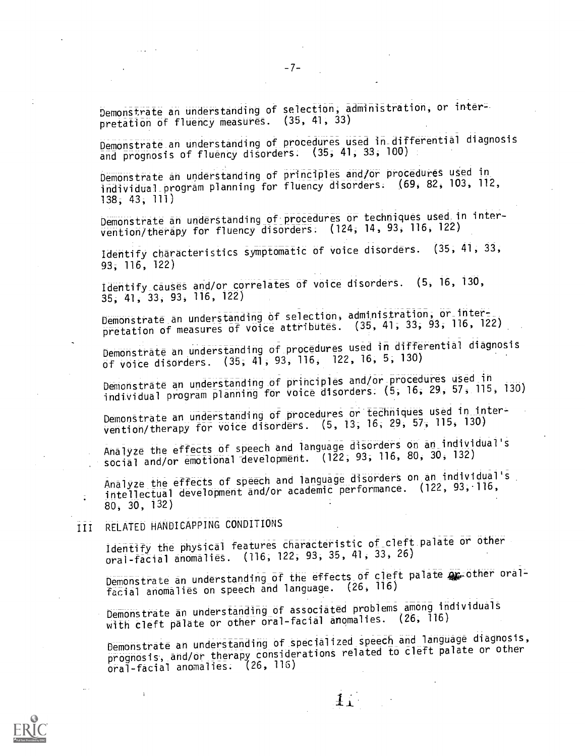Demonstrate an understanding of selection, administration, or interpretation of fluency measures. (35, 41, 33)

Demonstrate an understanding of procedures used in differential diagnosis and prognosis of fluency disorders. (35, 41, 33, 100)

Demonstrate an understanding of principles and/or procedures used in individual program planning for fluency disorders. (69, 82, 103, 112, 138, 43, 111)

Demonstrate an understanding of procedures or techniques used in intervention/therapy for fluency disorders. (124, 14, 93, 116, 122)

Identify characteristics symptomatic of voice disorders. (35, 41, 33, 93, 116, 122)

Identify causes and/or correlates of voice disorders. (5, 16, 130, 35, 41, 33, 93, 116, 122)

Demonstrate an understanding of selection, administration, or interpretation of measures of voice attributes. (35, 41, 33, 93, 116, 122)

Demonstrate an understanding of procedures used in differential diagnosis of voice disorders. (35, 41, 93, 116, 122, 16, 5, 130)

Demonstrate an understanding of principles and/or procedures used in individual program planning for voice disorders. (5, 16, 29, 57, 115, 130)

Demonstrate an understanding of procedures or techniques used in intervention/therapy for voice disorders. (5, 13, 16, 29, 57, 115, 130)

Analyze the effects of speech and language disorders on an individual's social and/or emotional development. (122, 93, 116, 80, 30, 132)

Analyze the effects of speech and language disorders on an individual's intellectual development and/or academic performance. (122, 93, 116, 80, 30, 132)

## III RELATED HANDICAPPING CONDITIONS

Identify the physical features characteristic of cleft palate or other oral-facial anomalies. (116, 122, 93, 35, 41, 33, 26)

Demonstrate an understanding of the effects of cleft palate or other oral-facial anomalies on speech and language. (26, 116)

Demonstrate an understanding of associated problems among individuals with cleft palate or other oral-facial anomalies. (26, 116)

Demonstrate an understanding of specialized speech and language diagnosis, prognosis, and/or therapy considerations related to cleft palate or other oral-facial anomalies. (26, 116)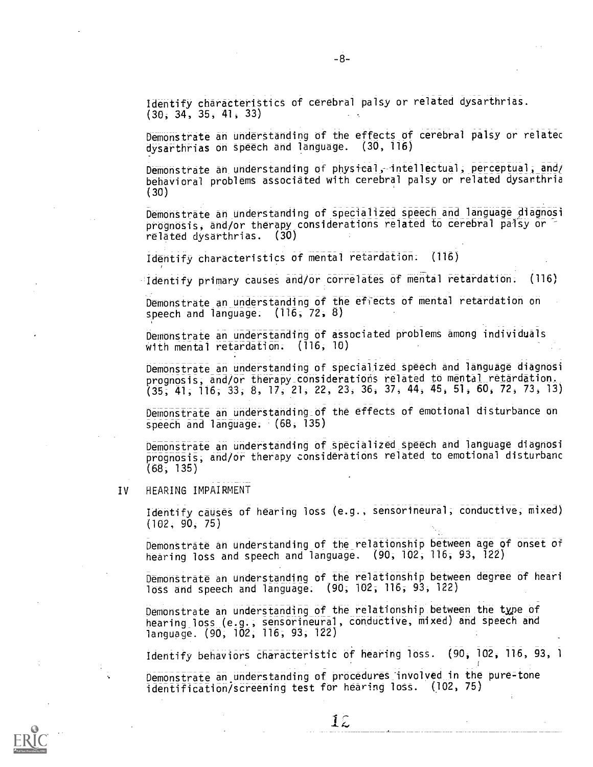Identify characteristics of cerebral palsy or related dysarthrias. (30, 34, 35, 41, 33)

Demonstrate an understanding of the effects of cerebral palsy or relatec dysarthrias on speech and language. (30, 116)

Demonstrate an understanding of physical, intellectual, perceptual, and/ behavioral problems associated with cerebral palsy or related dysarthria (30)

Demonstrate an understanding of specialized speech and language diagnosi prognosis, and/or therapy considerations related to cerebral palsy or related dysarthrias. (30)

Identify characteristics of mental retardation. (116)

Identify primary causes and/or correlates of mental retardation. (116)

Demonstrate an understanding of the effects of mental retardation on speech and language. (116, 72, 8)

Demonstrate an understanding of associated problems among individuals with mental retardation. (116, 10)

Demonstrate an understanding of specialized speech and language diagnosi prognosis, and/or therapy considerations related to mental retardation. (35, 41, 116, 33, 8, 17, 21, 22, 23, 36, 37, 44, 45, 51, 60, 72, 73, 13)

Demonstrate an understanding of the effects of emotional disturbance on speech and language. (68, 135)

Demonstrate an understanding of specialized speech and language diagnosi prognosis, and/or therapy considerations related to emotional disturbanc (68, 135)

## IV HEARING IMPAIRMENT

Identify causes of hearing loss (e.g., sensorineural, conductive, mixed) (102, 90, 75)

Demonstrate an understanding of the relationship between age of onset of hearing loss and speech and language. (90, 102, 116, 93, 122)

Demonstrate an understanding of the relationship between degree of heari loss and speech and language. (90, 102, 116, 93, 122)

Demonstrate an understanding of the relationship between the type of hearing loss (e.g., sensorineural, conductive, mixed) and speech and language. (90, 102, 116, 93, 122)

Identify behaviors characteristic of hearing loss. (90, 102, 116, 93, 1

Demonstrate an understanding of procedures involved in the pure-tone identification/screening test for hearing loss. (102, 75)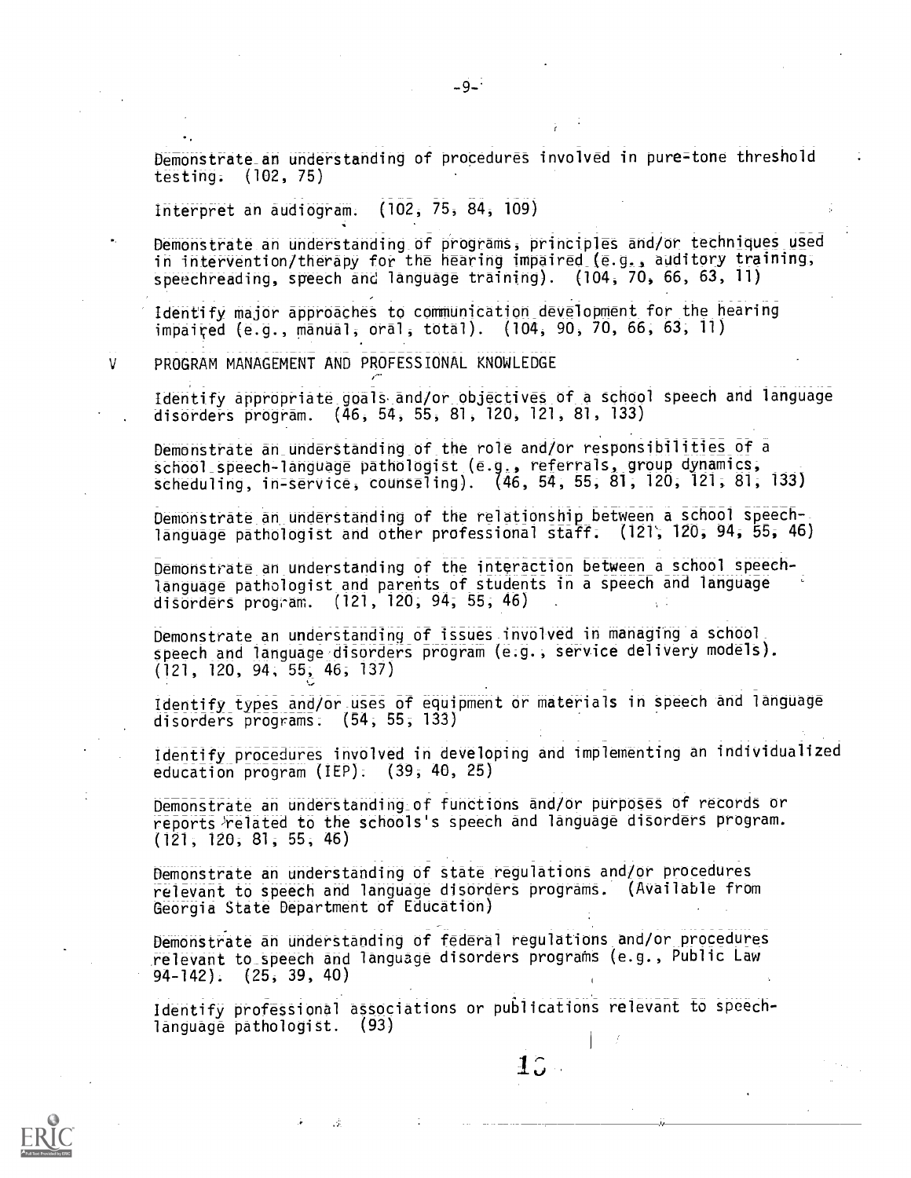Demonstrate an understanding of procedures involved in pure-tone threshold testing. (102, 75)

Interpret an audiogram. (102, 75, 84, 109)

Demonstrate an understanding of programs, principles and/or techniques used in intervention/therapy for the hearing impaired (e.g., auditory training, speechreading, speech and language training). (104, 70, 66, 63, 11)

Identify major approaches to communication development for the hearing impaired (e.g., manual, oral, total). (104, 90, 70, 66, 63, 11)

## V PROGRAM MANAGEMENT AND PROFESSIONAL KNOWLEDGE

Identify appropriate goals and/or objectives of a school speech and language disorders program. (46, 54, 55, 81, 120, 121, 81, 133)

Demonstrate an understanding of the role and/or responsibilities of a school speech-language pathologist (e.g., referrals, group dynamics, scheduling, in-service, counseling). (46, 54, 55, 81, 120, 121, 81, 133)

Demonstrate an understanding of the relationship between a school speech-language pathologist and other professional staff. (121, 120, 94, 55, 46)

Demonstrate an understanding of the interaction between a school speech-language pathologist and parents of students in a speech and language disorders program. (121, 120, 94, 55, 46)

Demonstrate an understanding of issues involved in managing a school speech and language disorders program (e.g., service delivery models). (121, 120, 94, 55, 46, 137)

Identify types and/or uses of equipment or materials in speech and language disorders programs. (54, 55, 133)

Identify procedures involved in developing and implementing an individualized education program (IEP). (39, 40, 25)

Demonstrate an understanding of functions and/or purposes of records or reports related to the schools's speech and language disorders program. (121, 120, 81, 55, 46)

Demonstrate an understanding of state regulations and/or procedures relevant to speech and language disorders programs. (Available from Georgia State Department of Education)

Demonstrate an understanding of federal regulations and/or procedures relevant to speech and language disorders programs (e.g., Public Law 94-142). (25, 39, 40)

Identify professional associations or publications relevant to speech-language pathologist. (93)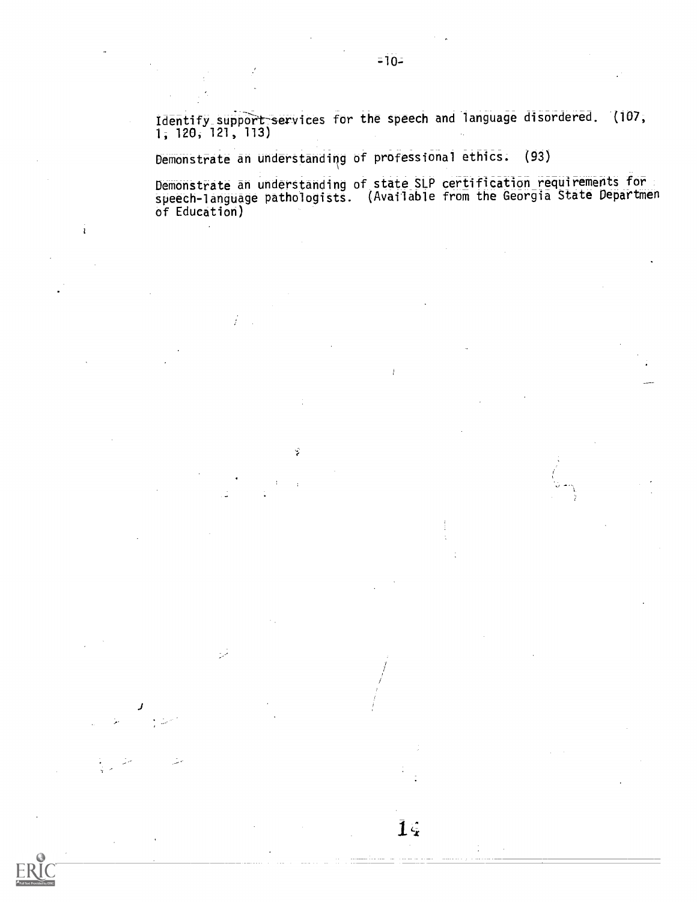Identify support services for the speech and language disordered. (107, 1, 120, 121, 113)

Demonstrate an understanding of professional ethics. (93)

Demonstrate an understanding of state SLP certification requirements for speech-language pathologists. (Available from the Georgia State Departmen of Education)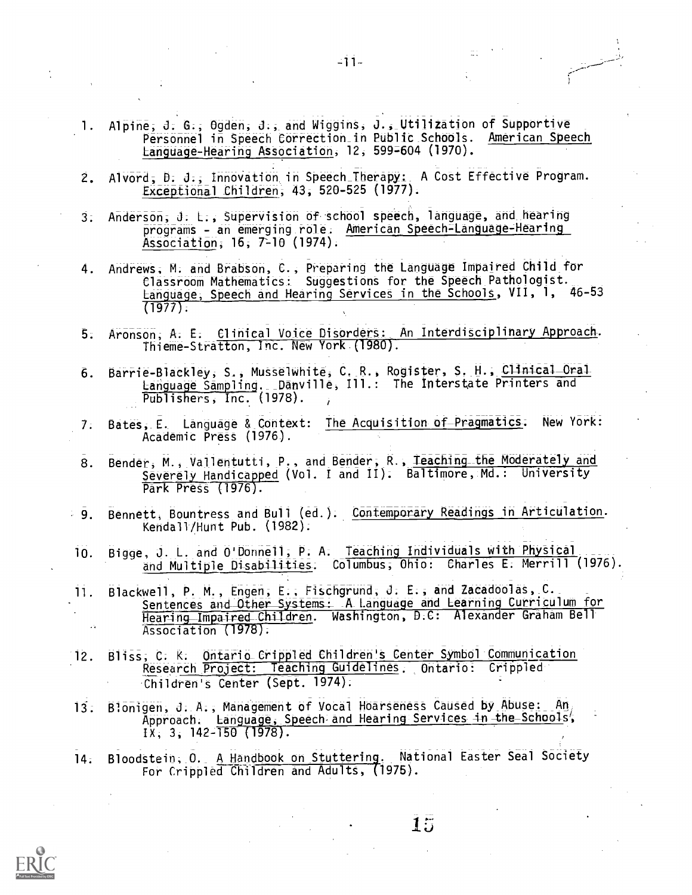1. Alpine, J. G., Ogden, J., and Wiggins, J., Utilization of Supportive Personnel in Speech Correction in Public Schools. American Speech Language-Hearing Association, 12, 599-604 (1970).

2. Alvord, D. J., Innovation in Speech Therapy: A Cost Effective Program. Exceptional Children, 43, 520-525 (1977).

3. Anderson, J. L., Supervision of school speech, language, and hearing programs - an emerging role. American Speech-Language-Hearing Association, 16, 7-10 (1974).

4. Andrews, M. and Brabson, C., Preparing the Language Impaired Child for Classroom Mathematics: Suggestions for the Speech Pathologist. Language, Speech and Hearing Services in the Schools, VII, 1, 46-53 (1977).

5. Aronson, A. E. Clinical Voice Disorders: An Interdisciplinary Approach. Thieme-Stratton, Inc. New York (1980).

6. Barrie-Blackley, S., Musselwhite, C. R., Rogister, S. H., Clinical Oral Language Sampling. Danville, Ill.: The Interstate Printers and Publishers, Inc. (1978).

7. Bates, E. Language & Context: The Acquisition of Pragmatics. New York: Academic Press (1976).

8. Bender, M., Vallentutti, P., and Bender, R., Teaching the Moderately and Severely Handicapped (Vol. I and II). Baltimore, Md.: University Park Press (1976).

9. Bennett, Bountress and Bull (ed.). Contemporary Readings in Articulation. Kendall/Hunt Pub. (1982).

10. Bigge, J. L. and O'Donnell, P. A. Teaching Individuals with Physical and Multiple Disabilities. Columbus, Ohio: Charles E. Merrill (1976).

11. Blackwell, P. M., Engen, E., Fischgrund, J. E., and Zacadoolas, C. Sentences and Other Systems: A Language and Learning Curriculum for Hearing Impaired Children. Washington, D.C: Alexander Graham Bell Association (1978).

12. Bliss, C. K. Ontario Crippled Children's Center Symbol Communication Research Project: Teaching Guidelines. Ontario: Crippled Children's Center (Sept. 1974).

13. Blonigen, J. A., Management of Vocal Hoarseness Caused by Abuse: An Approach. Language, Speech and Hearing Services in the Schools, IX, 3, 142-150 (1978).

14. Bloodstein, O. A Handbook on Stuttering. National Easter Seal Society For Crippled Children and Adults, (1975).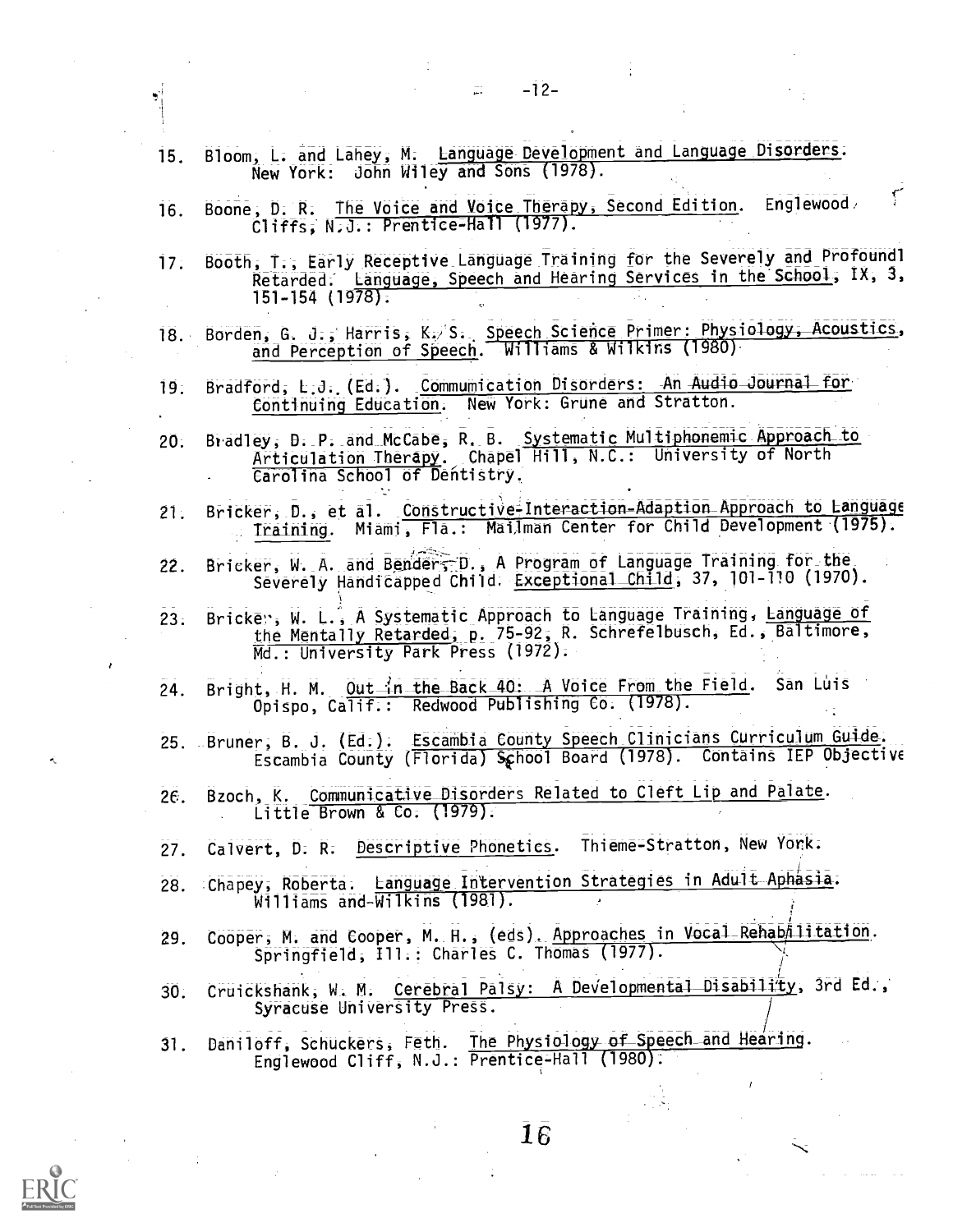15. Bloom, L. and Lahey, M. Language Development and Language Disorders. New York: John Wiley and Sons (1978).

16. Boone, D. R. The Voice and Voice Therapy, Second Edition. Englewood Cliffs, N.J.: Prentice-Hall (1977).

17. Booth, T., Early Receptive Language Training for the Severely and Profoundl Retarded. Language, Speech and Hearing Services in the School, IX, 3, 151-154 (1978).

18. Borden, G. J., Harris, K. S. Speech Science Primer: Physiology, Acoustics, and Perception of Speech. Williams & Wilkins (1980)

19. Bradford, L.J. (Ed.). Commumication Disorders: An Audio Journal for Continuing Education. New York: Grune and Stratton.

20. Bradley, D. P. and McCabe, R. B. Systematic Multiphonemic Approach to Articulation Therapy. Chapel Hill, N.C.: University of North Carolina School of Dentistry.

21. Bricker, D., et al. Constructive-Interaction-Adaption Approach to Language Training. Miami, Fla.: Mailman Center for Child Development (1975).

22. Bricker, W. A. and Bender, D., A Program of Language Training for the Severely Handicapped Child. Exceptional Child, 37, 101-110 (1970).

23. Bricker, W. L., A Systematic Approach to Language Training, Language of the Mentally Retarded, p. 75-92, R. Schrefelbusch, Ed., Baltimore, Md.: University Park Press (1972).

24. Bright, H. M. Out in the Back 40: A Voice From the Field. San Luis Opispo, Calif.: Redwood Publishing Co. (1978).

25. Bruner, B. J. (Ed.). Escambia County Speech Clinicians Curriculum Guide. Escambia County (Florida) School Board (1978). Contains IEP Objective

26. Bzoch, K. Communicative Disorders Related to Cleft Lip and Palate. Little Brown & Co. (1979).

27. Calvert, D. R. Descriptive Phonetics. Thieme-Stratton, New York.

28. Chapey, Roberta. Language Intervention Strategies in Adult Aphasia. Williams and Wilkins (1981).

29. Cooper, M. and Cooper, M. H., (eds). Approaches in Vocal Rehabilitation. Springfield, Ill.: Charles C. Thomas (1977).

30. Cruickshank, W. M. Cerebral Palsy: A Developmental Disability, 3rd Ed., Syracuse University Press.

31. Daniloff, Schuckers, Feth. The Physiology of Speech and Hearing. Englewood Cliff, N.J.: Prentice-Hall (1980).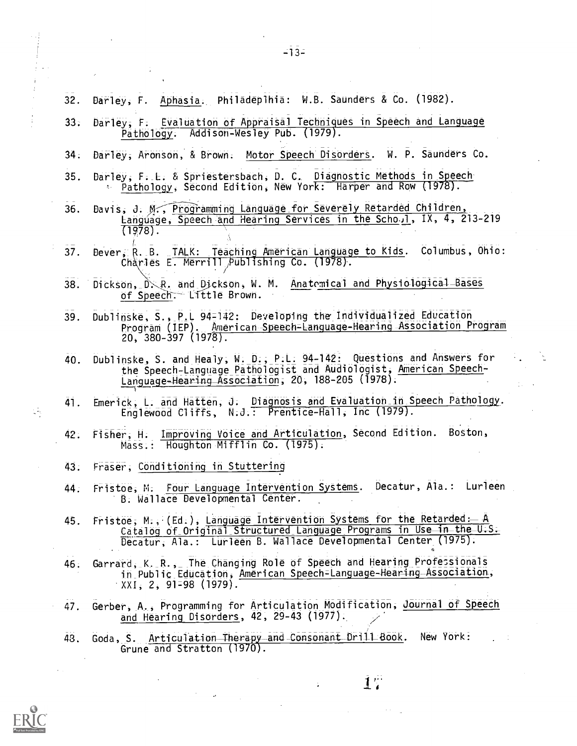32. Darley, F. Aphasia. Philadeplhia: W.B. Saunders & Co. (1982).

33. Darley, F. Evaluation of Appraisal Techniques in Speech and Language Pathology. Addison-Wesley Pub. (1979).

34. Darley, Aronson, & Brown. Motor Speech Disorders. W. P. Saunders Co.

35. Darley, F. L. & Spriestersbach, D. C. Diagnostic Methods in Speech Pathology, Second Edition, New York: Harper and Row (1978).

36. Davis, J. M., Programming Language for Severely Retarded Children, Language, Speech and Hearing Services in the School, IX, 4, 213-219 (1978).

37. Dever, R. B. TALK: Teaching American Language to Kids. Columbus, Ohio: Charles E. Merrill Publishing Co. (1978).

38. Dickson, D. R. and Dickson, W. M. Anatomical and Physiological Bases of Speech. Little Brown.

39. Dublinske, S., P.L 94-142: Developing the Individualized Education Program (IEP). American Speech-Language-Hearing Association Program 20, 380-397 (1978).

40. Dublinske, S. and Healy, W. D., P.L. 94-142: Questions and Answers for the Speech-Language Pathologist and Audiologist, American Speech-Language-Hearing Association, 20, 188-205 (1978).

41. Emerick, L. and Hatten, J. Diagnosis and Evaluation in Speech Pathology. Englewood Cliffs, N.J.: Prentice-Hall, Inc (1979).

42. Fisher, H. Improving Voice and Articulation, Second Edition. Boston, Mass.: Houghton Mifflin Co. (1975).

43. Fraser, Conditioning in Stuttering

44. Fristoe, M. Four Language Intervention Systems. Decatur, Ala.: Lurleen B. Wallace Developmental Center.

45. Fristoe, M., (Ed.), Language Intervention Systems for the Retarded: A Catalog of Original Structured Language Programs in Use in the U.S. Decatur, Ala.: Lurleen B. Wallace Developmental Center (1975).

46. Garrard, K. R., The Changing Role of Speech and Hearing Professionals in Public Education, American Speech-Language-Hearing Association, XXI, 2, 91-98 (1979).

47. Gerber, A., Programming for Articulation Modification, Journal of Speech and Hearing Disorders, 42, 29-43 (1977).

48. Goda, S. Articulation Therapy and Consonant Drill Book. New York: Grune and Stratton (1970).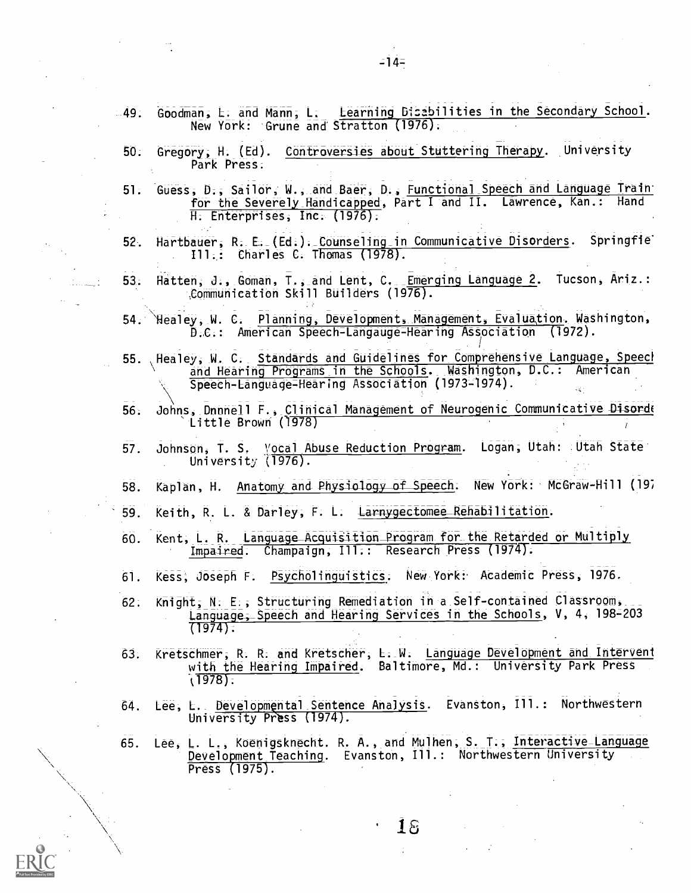49. Goodman, L. and Mann, L. Learning Disabilities in the Secondary School. New York: Grune and Stratton (1976).

50. Gregory, H. (Ed). Controversies about Stuttering Therapy. University Park Press.

51. Guess, D., Sailor, W., and Baer, D., Functional Speech and Language Train for the Severely Handicapped, Part I and II. Lawrence, Kan.: Hand H. Enterprises, Inc. (1976).

52. Hartbauer, R. E. (Ed.). Counseling in Communicative Disorders. Springfie Ill.: Charles C. Thomas (1978).

53. Hatten, J., Goman, T., and Lent, C. Emerging Language 2. Tucson, Ariz.: Communication Skill Builders (1976).

54. Healey, W. C. Planning, Development, Management, Evaluation. Washington, D.C.: American Speech-Langauge-Hearing Association (1972).

55. Healey, W. C. Standards and Guidelines for Comprehensive Language, Speech and Hearing Programs in the Schools. Washington, D.C.: American Speech-Language-Hearing Association (1973-1974).

56. Johns, Dnnnell F., Clinical Management of Neurogenic Communicative Disorde Little Brown (1978)

57. Johnson, T. S. Vocal Abuse Reduction Program. Logan, Utah: Utah State University (1976).

58. Kaplan, H. Anatomy and Physiology of Speech. New York: McGraw-Hill (197

59. Keith, R. L. & Darley, F. L. Larnygectomee Rehabilitation.

60. Kent, L. R. Language Acquisition Program for the Retarded or Multiply Impaired. Champaign, Ill.: Research Press (1974).

61. Kess, Joseph F. Psycholinguistics. New York: Academic Press, 1976.

62. Knight, N. E., Structuring Remediation in a Self-contained Classroom, Language, Speech and Hearing Services in the Schools, V, 4, 198-203 (1974).

63. Kretschmer, R. R. and Kretscher, L. W. Language Development and Intervent with the Hearing Impaired. Baltimore, Md.: University Park Press (1978).

64. Lee, L. Developmental Sentence Analysis. Evanston, Ill.: Northwestern University Press (1974).

65. Lee, L. L., Koenigsknecht. R. A., and Mulhen, S. T., Interactive Language Development Teaching. Evanston, Ill.: Northwestern University Press (1975).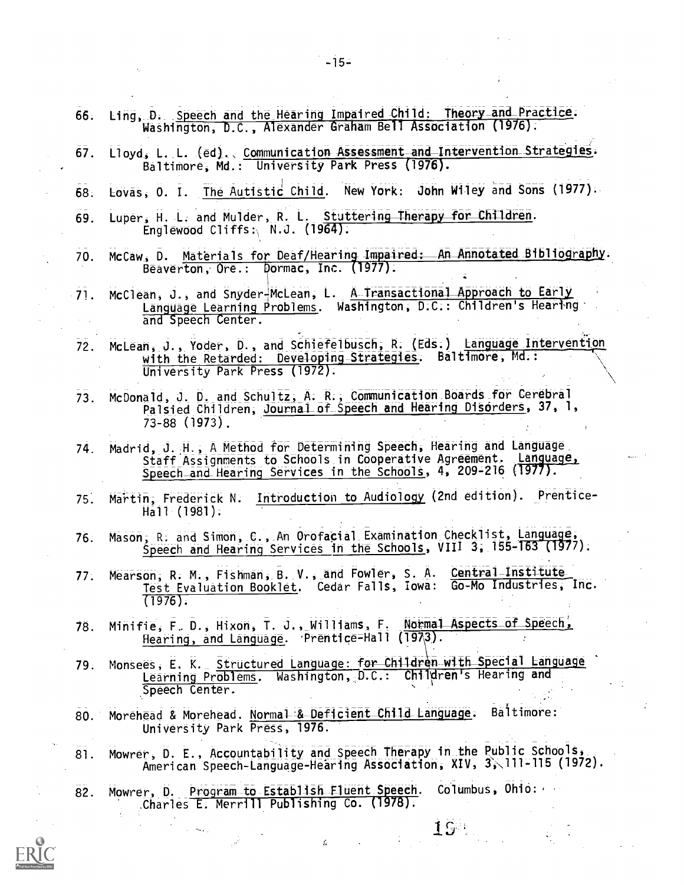66. Ling, D. Speech and the Hearing Impaired Child: Theory and Practice. Washington, D.C., Alexander Graham Bell Association (1976).

67. Lloyd, L. L. (ed). Communication Assessment and Intervention Strategies. Baltimore, Md.: University Park Press (1976).

68. Lovas, O. I. The Autistic Child. New York: John Wiley and Sons (1977).

69. Luper, H. L. and Mulder, R. L. Stuttering Therapy for Children. Englewood Cliffs: N.J. (1964).

70. McCaw, D. Materials for Deaf/Hearing Impaired: An Annotated Bibliography. Beaverton, Ore.: Dormac, Inc. (1977).

71. McClean, J., and Snyder-McLean, L. A Transactional Approach to Early Language Learning Problems. Washington, D.C.: Children's Hearing and Speech Center.

72. McLean, J., Yoder, D., and Schiefelbusch, R. (Eds.) Language Intervention with the Retarded: Developing Strategies. Baltimore, Md.: University Park Press (1972).

73. McDonald, J. D. and Schultz, A. R., Communication Boards for Cerebral Palsied Children, Journal of Speech and Hearing Disorders, 37, 1, 73-88 (1973).

74. Madrid, J. H., A Method for Determining Speech, Hearing and Language Staff Assignments to Schools in Cooperative Agreement. Language, Speech and Hearing Services in the Schools, 4, 209-216 (1977).

75. Martin, Frederick N. Introduction to Audiology (2nd edition). Prentice-Hall (1981).

76. Mason, R. and Simon, C., An Orofacial Examination Checklist, Language, Speech and Hearing Services in the Schools, VIII 3, 155-163 (1977).

77. Mearson, R. M., Fishman, B. V., and Fowler, S. A. Central Institute Test Evaluation Booklet. Cedar Falls, Iowa: Go-Mo Industries, Inc. (1976).

78. Minifie, F. D., Hixon, T. J., Williams, F. Normal Aspects of Speech, Hearing, and Language. Prentice-Hall (1973).

79. Monsees, E. K. Structured Language: for Children with Special Language Learning Problems. Washington, D.C.: Children's Hearing and Speech Center.

80. Morehead & Morehead. Normal & Deficient Child Language. Baltimore: University Park Press, 1976.

81. Mowrer, D. E., Accountability and Speech Therapy in the Public Schools, American Speech-Language-Hearing Association, XIV, 3, 111-115 (1972).

82. Mowrer, D. Program to Establish Fluent Speech. Columbus, Ohio: Charles E. Merrill Publishing Co. (1978).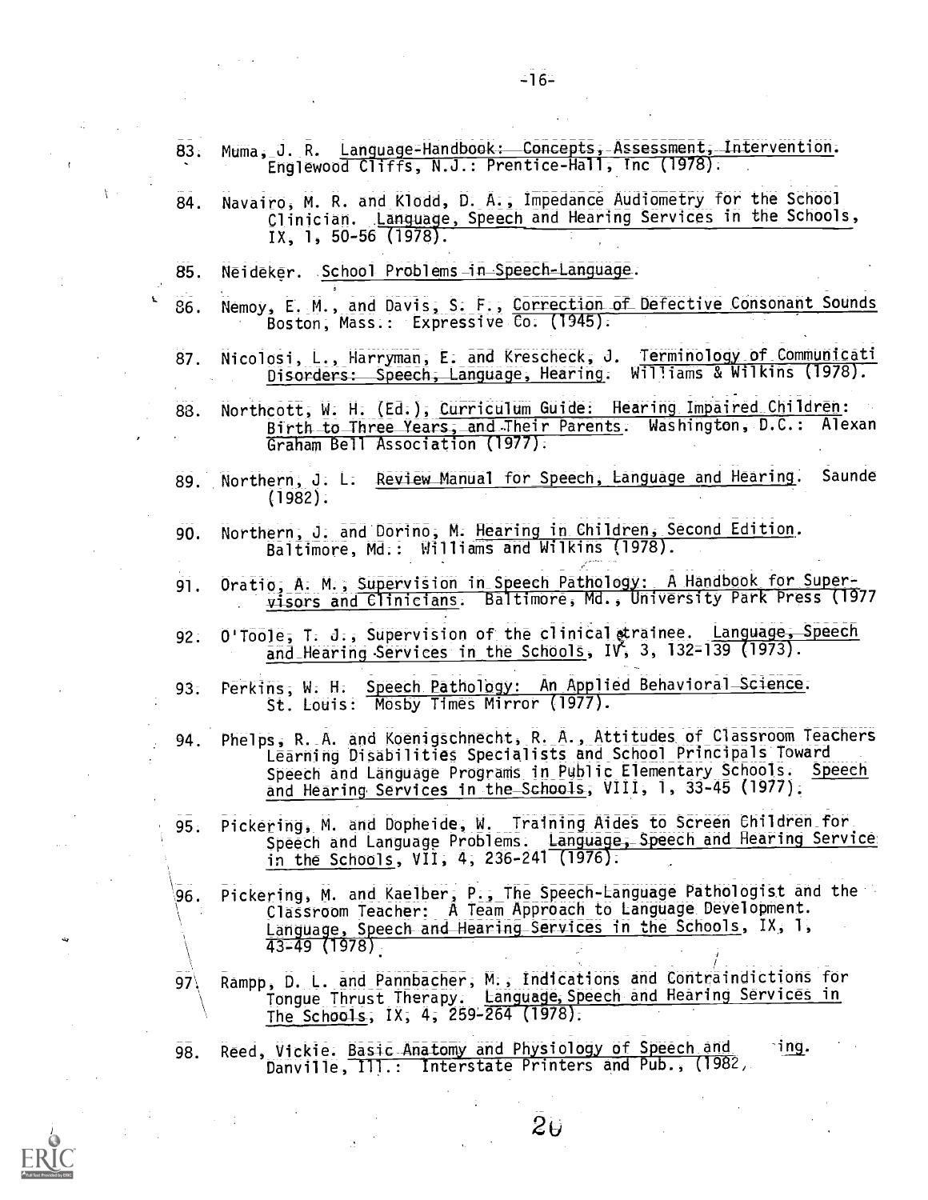83. Muma, J. R. Language Handbook: Concepts, Assessment, Intervention. Englewood Cliffs, N.J.: Prentice-Hall, Inc (1978).

84. Navairo, M. R. and Klodd, D. A., Impedance Audiometry for the School Clinician. Language, Speech and Hearing Services in the Schools, IX, 1, 50-56 (1978).

85. Neideker. School Problems in Speech-Language.

86. Nemoy, E. M., and Davis, S. F., Correction of Defective Consonant Sounds Boston, Mass.: Expressive Co. (1945).

87. Nicolosi, L., Harryman, E. and Krescheck, J. Terminology of Communicati Disorders: Speech, Language, Hearing. Williams & Wilkins (1978).

88. Northcott, W. H. (Ed.), Curriculum Guide: Hearing Impaired Children: Birth to Three Years, and Their Parents. Washington, D.C.: Alexan Graham Bell Association (1977).

89. Northern, J. L. Review Manual for Speech, Language and Hearing. Saunde (1982).

90. Northern, J. and Dorino, M. Hearing in Children, Second Edition. Baltimore, Md.: Williams and Wilkins (1978).

91. Oratio, A. M., Supervision in Speech Pathology: A Handbook for Supervisors and Clinicians. Baltimore, Md., University Park Press (1977

92. O'Toole, T. J., Supervision of the clinical trainee. Language, Speech and Hearing Services in the Schools, IV, 3, 132-139 (1973).

93. Perkins, W. H. Speech Pathology: An Applied Behavioral Science. St. Louis: Mosby Times Mirror (1977).

94. Phelps, R. A. and Koenigschnecht, R. A., Attitudes of Classroom Teachers Learning Disabilities Specialists and School Principals Toward Speech and Language Programs in Public Elementary Schools. Speech and Hearing Services in the Schools, VIII, 1, 33-45 (1977).

95. Pickering, M. and Dopheide, W. Training Aides to Screen Children for Speech and Language Problems. Language, Speech and Hearing Service in the Schools, VII, 4, 236-241 (1976).

96. Pickering, M. and Kaelber, P., The Speech-Language Pathologist and the Classroom Teacher: A Team Approach to Language Development. Language, Speech and Hearing Services in the Schools, IX, 1, 43-49 (1978).

97. Rampp, D. L. and Pannbacher, M., Indications and Contraindictions for Tongue Thrust Therapy. Language, Speech and Hearing Services in The Schools, IX, 4, 259-264 (1978).

98. Reed, Vickie. Basic Anatomy and Physiology of Speech and ing. Danville, Ill.: Interstate Printers and Pub., (1982,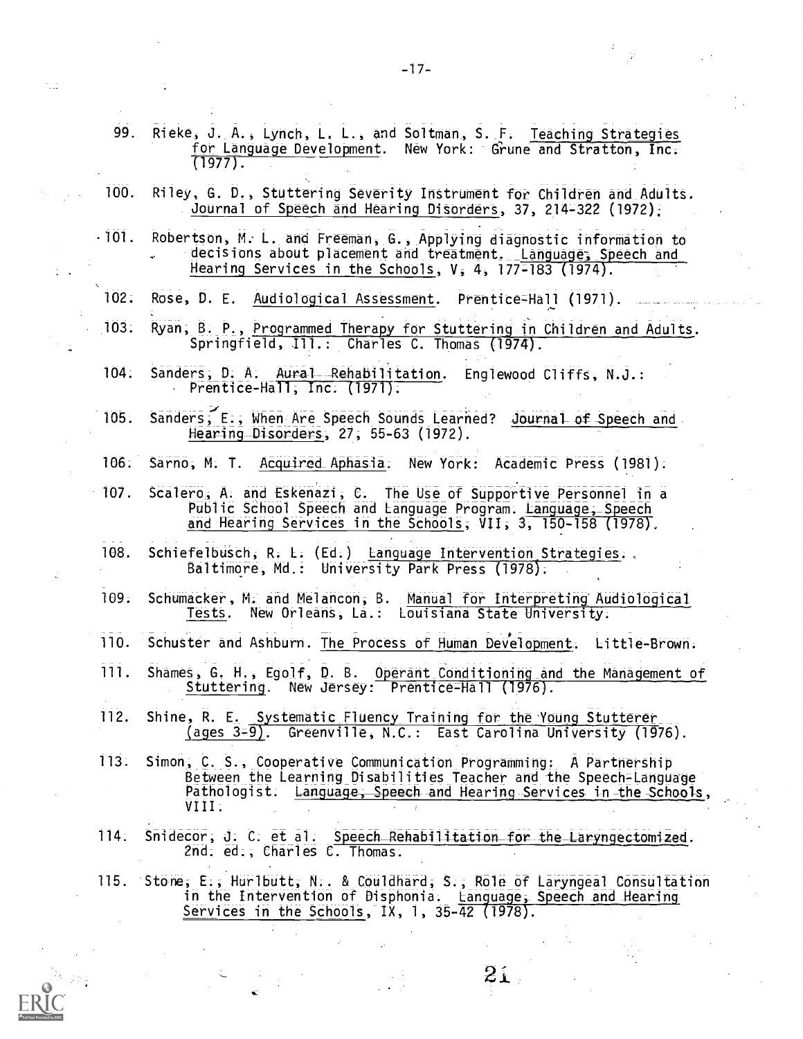99. Rieke, J. A., Lynch, L. L., and Soltman, S. F. Teaching Strategies for Language Development. New York: Grune and Stratton, Inc. (1977).

100. Riley, G. D., Stuttering Severity Instrument for Children and Adults. Journal of Speech and Hearing Disorders, 37, 214-322 (1972).

101. Robertson, M. L. and Freeman, G., Applying diagnostic information to decisions about placement and treatment. Language, Speech and Hearing Services in the Schools, V, 4, 177-183 (1974).

102. Rose, D. E. Audiological Assessment. Prentice-Hall (1971).

103. Ryan, B. P., Programmed Therapy for Stuttering in Children and Adults. Springfield, Ill.: Charles C. Thomas (1974).

104. Sanders, D. A. Aural Rehabilitation. Englewood Cliffs, N.J.: Prentice-Hall, Inc. (1971).

105. Sanders, E., When Are Speech Sounds Learned? Journal of Speech and Hearing Disorders, 27, 55-63 (1972).

106. Sarno, M. T. Acquired Aphasia. New York: Academic Press (1981).

107. Scalero, A. and Eskenazi, C. The Use of Supportive Personnel in a Public School Speech and Language Program. Language, Speech and Hearing Services in the Schools, VII, 3, 150-158 (1978).

108. Schiefelbusch, R. L. (Ed.) Language Intervention Strategies. Baltimore, Md.: University Park Press (1978).

109. Schumacker, M. and Melancon, B. Manual for Interpreting Audiological Tests. New Orleans, La.: Louisiana State University.

110. Schuster and Ashburn. The Process of Human Development. Little-Brown.

111. Shames, G. H., Egolf, D. B. Operant Conditioning and the Management of Stuttering. New Jersey: Prentice-Hall (1976).

112. Shine, R. E. Systematic Fluency Training for the Young Stutterer (ages 3-9). Greenville, N.C.: East Carolina University (1976).

113. Simon, C. S., Cooperative Communication Programming: A Partnership Between the Learning Disabilities Teacher and the Speech-Language Pathologist. Language, Speech and Hearing Services in the Schools, VIII.

114. Snidecor, J. C. et al. Speech Rehabilitation for the Laryngectomized. 2nd. ed., Charles C. Thomas.

115. Stone, E., Hurlbutt, N.. & Couldhard, S., Role of Laryngeal Consultation in the Intervention of Disphonia. Language, Speech and Hearing Services in the Schools, IX, 1, 35-42 (1978).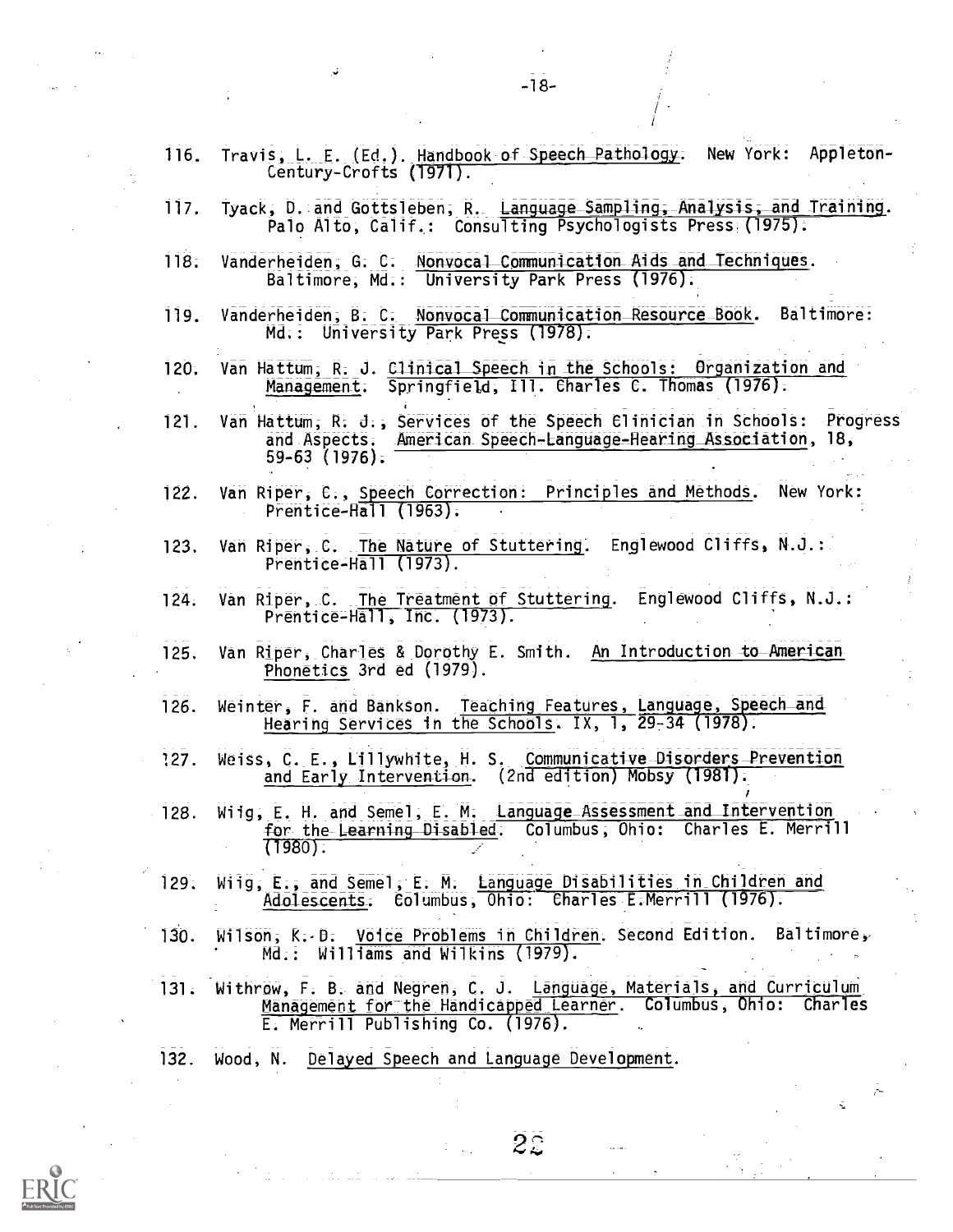116. Travis, L. E. (Ed.). Handbook of Speech Pathology. New York: Appleton-Century-Crofts (1971).

117. Tyack, D. and Gottsleben, R. Language Sampling, Analysis, and Training. Palo Alto, Calif.: Consulting Psychologists Press (1975).

118. Vanderheiden, G. C. Nonvocal Communication Aids and Techniques. Baltimore, Md.: University Park Press (1976).

119. Vanderheiden, B. C. Nonvocal Communication Resource Book. Baltimore: Md.: University Park Press (1978).

120. Van Hattum, R. J. Clinical Speech in the Schools: Organization and Management. Springfield, Ill. Charles C. Thomas (1976).

121. Van Hattum, R. J., Services of the Speech Clinician in Schools: Progress and Aspects. American Speech-Language-Hearing Association, 18, 59-63 (1976).

122. Van Riper, C., Speech Correction: Principles and Methods. New York: Prentice-Hall (1963).

123. Van Riper, C. The Nature of Stuttering. Englewood Cliffs, N.J.: Prentice-Hall (1973).

124. Van Riper, C. The Treatment of Stuttering. Englewood Cliffs, N.J.: Prentice-Hall, Inc. (1973).

125. Van Riper, Charles & Dorothy E. Smith. An Introduction to American Phonetics 3rd ed (1979).

126. Weinter, F. and Bankson. Teaching Features, Language, Speech and Hearing Services in the Schools. IX, 1, 29-34 (1978).

127. Weiss, C. E., Lillywhite, H. S. Communicative Disorders Prevention and Early Intervention. (2nd edition) Mobsy (1981).

128. Wiig, E. H. and Semel, E. M. Language Assessment and Intervention for the Learning Disabled. Columbus, Ohio: Charles E. Merrill (1980).

129. Wiig, E., and Semel, E. M. Language Disabilities in Children and Adolescents. Columbus, Ohio: Charles E.Merrill (1976).

130. Wilson, K. D. Voice Problems in Children. Second Edition. Baltimore, Md.: Williams and Wilkins (1979).

131. Withrow, F. B. and Negren, C. J. Language, Materials, and Curriculum Management for the Handicapped Learner. Columbus, Ohio: Charles E. Merrill Publishing Co. (1976).

132. Wood, N. Delayed Speech and Language Development.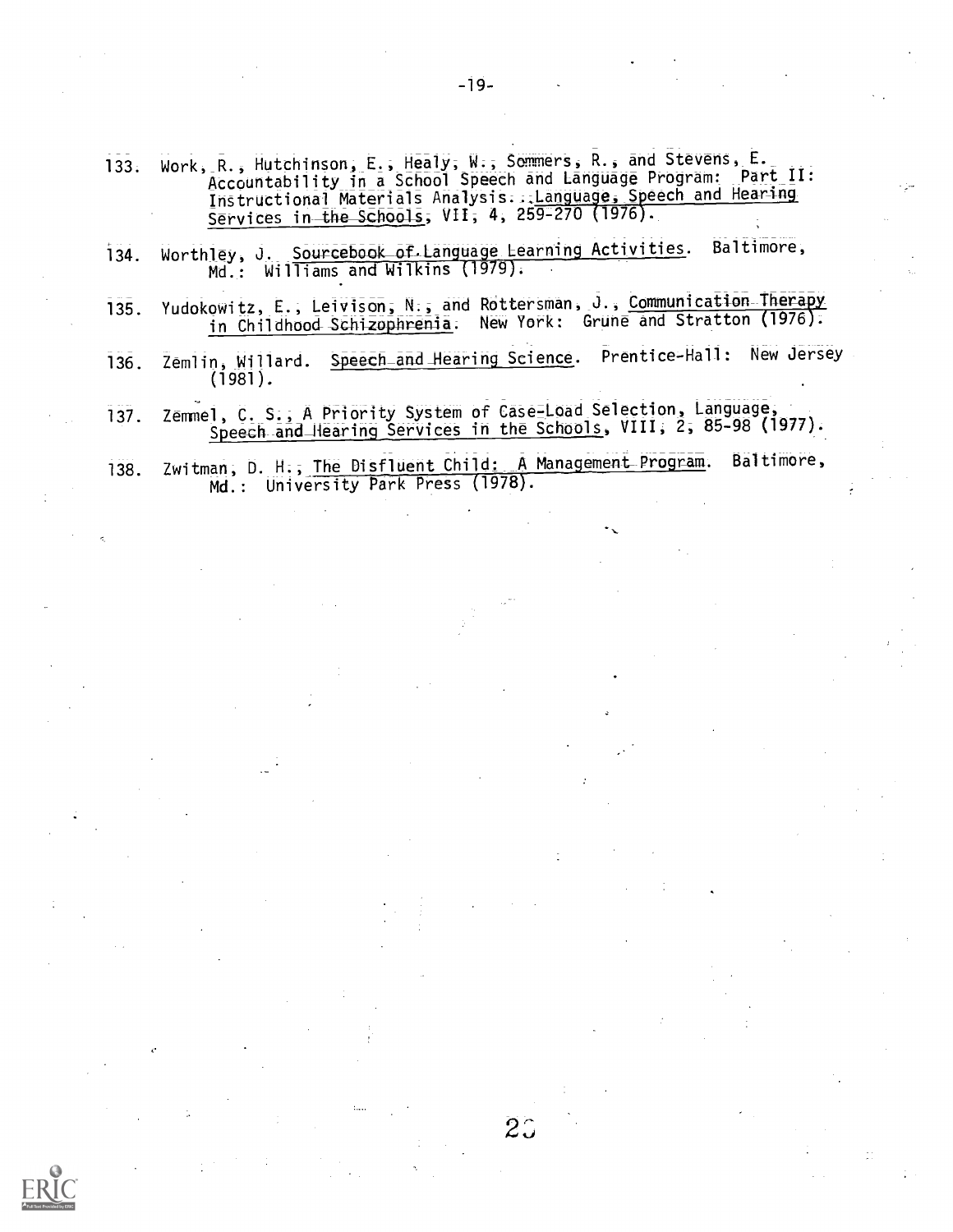133. Work, R., Hutchinson, E., Healy, W., Sommers, R., and Stevens, E. Accountability in a School Speech and Language Program: Part II: Instructional Materials Analysis. Language, Speech and Hearing Services in the Schools, VII, 4, 259-270 (1976).

134. Worthley, J. Sourcebook of Language Learning Activities. Baltimore, Md.: Williams and Wilkins (1979).

135. Yudokowitz, E., Leivison, N., and Rottersman, J., Communication Therapy in Childhood Schizophrenia. New York: Grune and Stratton (1976).

136. Zemlin, Willard. Speech and Hearing Science. Prentice-Hall: New Jersey (1981).

137. Zemmel, C. S., A Priority System of Case-Load Selection, Language, Speech and Hearing Services in the Schools, VIII, 2, 85-98 (1977).

138. Zwitman, D. H., The Disfluent Child: A Management Program. Baltimore, Md.: University Park Press (1978).